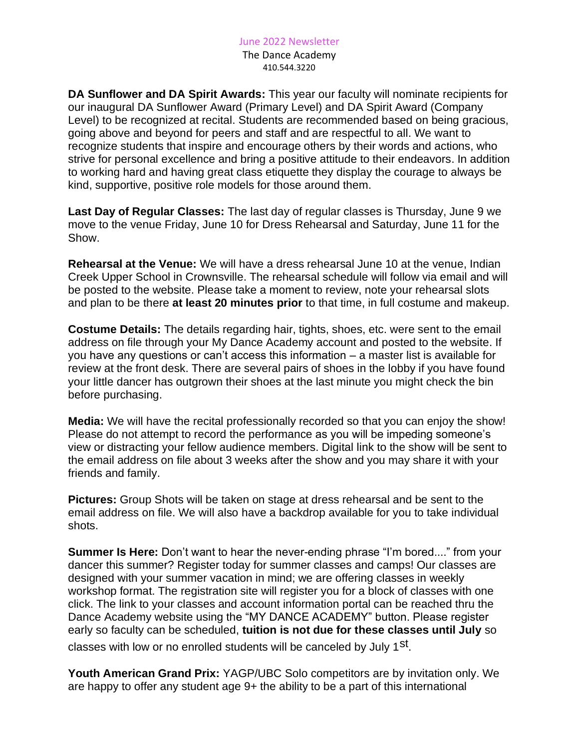June 2022 Newsletter

The Dance Academy

410.544.3220

**DA Sunflower and DA Spirit Awards:** This year our faculty will nominate recipients for our inaugural DA Sunflower Award (Primary Level) and DA Spirit Award (Company Level) to be recognized at recital. Students are recommended based on being gracious, going above and beyond for peers and staff and are respectful to all. We want to recognize students that inspire and encourage others by their words and actions, who strive for personal excellence and bring a positive attitude to their endeavors. In addition to working hard and having great class etiquette they display the courage to always be kind, supportive, positive role models for those around them.

**Last Day of Regular Classes:** The last day of regular classes is Thursday, June 9 we move to the venue Friday, June 10 for Dress Rehearsal and Saturday, June 11 for the Show.

**Rehearsal at the Venue:** We will have a dress rehearsal June 10 at the venue, Indian Creek Upper School in Crownsville. The rehearsal schedule will follow via email and will be posted to the website. Please take a moment to review, note your rehearsal slots and plan to be there **at least 20 minutes prior** to that time, in full costume and makeup.

**Costume Details:** The details regarding hair, tights, shoes, etc. were sent to the email address on file through your My Dance Academy account and posted to the website. If you have any questions or can't access this information – a master list is available for review at the front desk. There are several pairs of shoes in the lobby if you have found your little dancer has outgrown their shoes at the last minute you might check the bin before purchasing.

**Media:** We will have the recital professionally recorded so that you can enjoy the show! Please do not attempt to record the performance as you will be impeding someone's view or distracting your fellow audience members. Digital link to the show will be sent to the email address on file about 3 weeks after the show and you may share it with your friends and family.

**Pictures:** Group Shots will be taken on stage at dress rehearsal and be sent to the email address on file. We will also have a backdrop available for you to take individual shots.

**Summer Is Here:** Don't want to hear the never-ending phrase "I'm bored...." from your dancer this summer? Register today for summer classes and camps! Our classes are designed with your summer vacation in mind; we are offering classes in weekly workshop format. The registration site will register you for a block of classes with one click. The link to your classes and account information portal can be reached thru the Dance Academy website using the "MY DANCE ACADEMY" button. Please register early so faculty can be scheduled, **tuition is not due for these classes until July** so classes with low or no enrolled students will be canceled by July 1st.

**Youth American Grand Prix:** YAGP/UBC Solo competitors are by invitation only. We are happy to offer any student age 9+ the ability to be a part of this international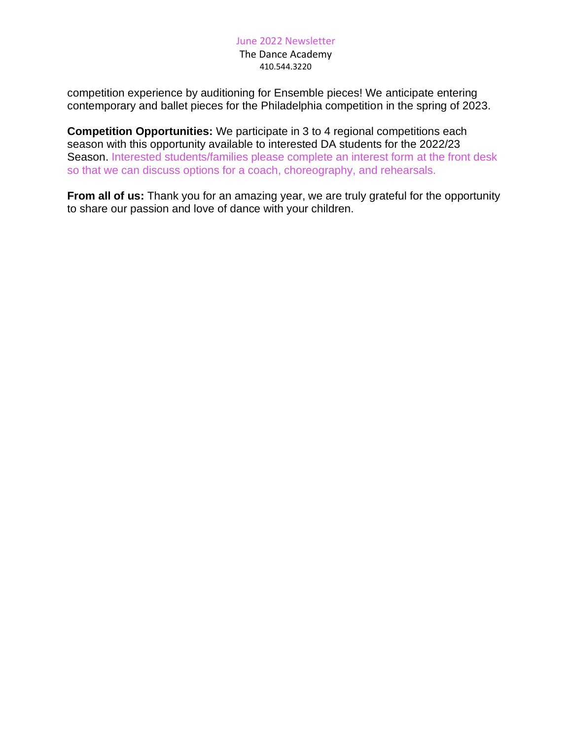competition experience by auditioning for Ensemble pieces! We anticipate entering contemporary and ballet pieces for the Philadelphia competition in the spring of 2023.

**Competition Opportunities:** We participate in 3 to 4 regional competitions each season with this opportunity available to interested DA students for the 2022/23 Season. Interested students/families please complete an interest form at the front desk so that we can discuss options for a coach, choreography, and rehearsals.

**From all of us:** Thank you for an amazing year, we are truly grateful for the opportunity to share our passion and love of dance with your children.